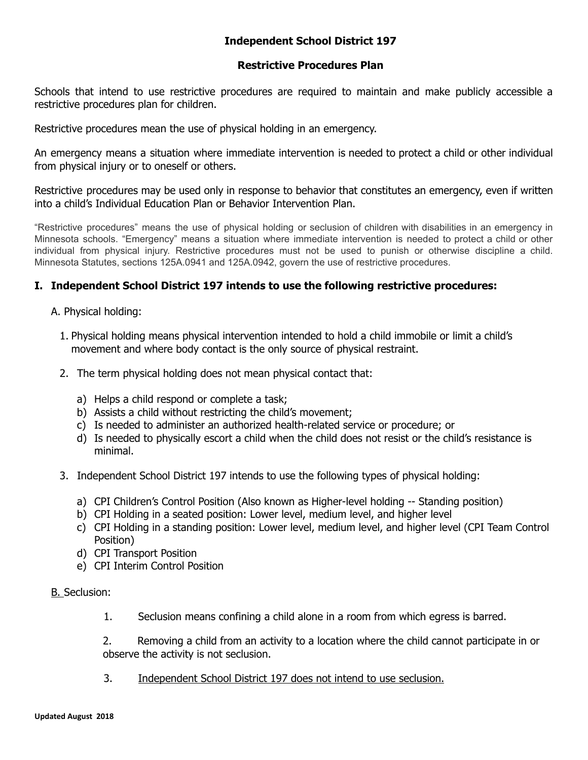# Independent School District 197

## Restrictive Procedures Plan

Schools that intend to use restrictive procedures are required to maintain and make publicly accessible a restrictive procedures plan for children.

Restrictive procedures mean the use of physical holding in an emergency.

An emergency means a situation where immediate intervention is needed to protect a child or other individual from physical injury or to oneself or others.

Restrictive procedures may be used only in response to behavior that constitutes an emergency, even if written into a child's Individual Education Plan or Behavior Intervention Plan.

"Restrictive procedures" means the use of physical holding or seclusion of children with disabilities in an emergency in Minnesota schools. "Emergency" means a situation where immediate intervention is needed to protect a child or other individual from physical injury. Restrictive procedures must not be used to punish or otherwise discipline a child. Minnesota Statutes, sections 125A.0941 and 125A.0942, govern the use of restrictive procedures.

## I. Independent School District 197 intends to use the following restrictive procedures:

A. Physical holding:

1. Physical holding means physical intervention intended to hold a child immobile or limit a child's movement and where body contact is the only source of physical restraint.

2. The term physical holding does not mean physical contact that:

   a) Helps a child respond or complete a task;
   b) Assists a child without restricting the child's movement;
   c) Is needed to administer an authorized health-related service or procedure; or
   d) Is needed to physically escort a child when the child does not resist or the child's resistance is minimal.

3. Independent School District 197 intends to use the following types of physical holding:

   a) CPI Children's Control Position (Also known as Higher-level holding -- Standing position)
   b) CPI Holding in a seated position: Lower level, medium level, and higher level
   c) CPI Holding in a standing position: Lower level, medium level, and higher level (CPI Team Control Position)
   d) CPI Transport Position
   e) CPI Interim Control Position

B. Seclusion:

1. Seclusion means confining a child alone in a room from which egress is barred.

2. Removing a child from an activity to a location where the child cannot participate in or observe the activity is not seclusion.

3. Independent School District 197 does not intend to use seclusion.

Updated August 2018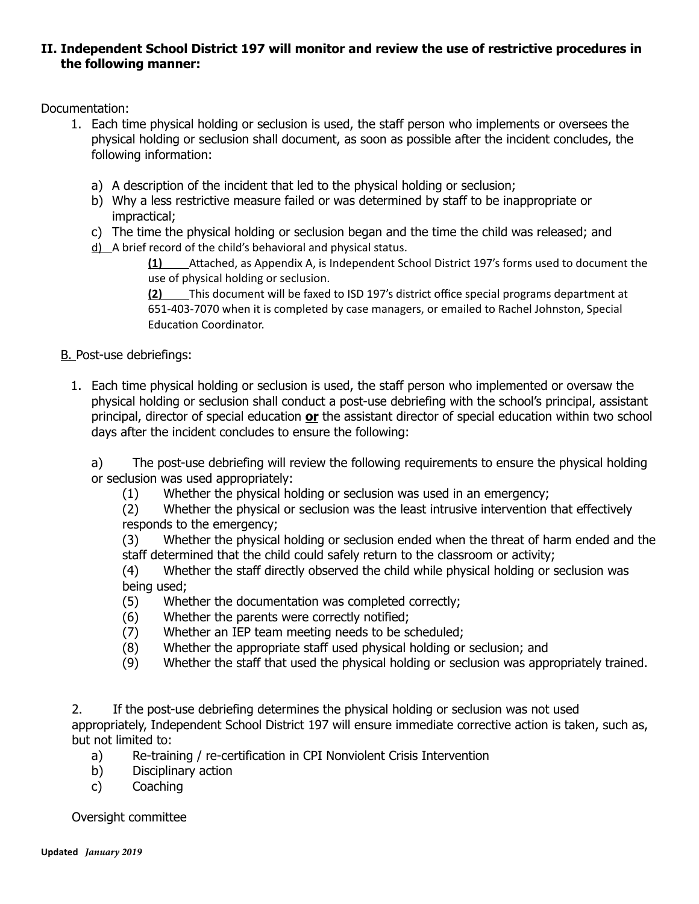## II. Independent School District 197 will monitor and review the use of restrictive procedures in the following manner:

Documentation:

1. Each time physical holding or seclusion is used, the staff person who implements or oversees the physical holding or seclusion shall document, as soon as possible after the incident concludes, the following information:

   a) A description of the incident that led to the physical holding or seclusion;
   b) Why a less restrictive measure failed or was determined by staff to be inappropriate or impractical;
   c) The time the physical holding or seclusion began and the time the child was released; and
   <u>d)</u> A brief record of the child's behavioral and physical status.

      **<u>(1)</u>** Attached, as Appendix A, is Independent School District 197's forms used to document the use of physical holding or seclusion.

      **<u>(2)</u>** This document will be faxed to ISD 197's district office special programs department at 651-403-7070 when it is completed by case managers, or emailed to Rachel Johnston, Special Education Coordinator.

<u>B.</u> Post-use debriefings:

1. Each time physical holding or seclusion is used, the staff person who implemented or oversaw the physical holding or seclusion shall conduct a post-use debriefing with the school's principal, assistant principal, director of special education **<u>or</u>** the assistant director of special education within two school days after the incident concludes to ensure the following:

   a) The post-use debriefing will review the following requirements to ensure the physical holding or seclusion was used appropriately:
      (1) Whether the physical holding or seclusion was used in an emergency;
      (2) Whether the physical or seclusion was the least intrusive intervention that effectively responds to the emergency;
      (3) Whether the physical holding or seclusion ended when the threat of harm ended and the staff determined that the child could safely return to the classroom or activity;
      (4) Whether the staff directly observed the child while physical holding or seclusion was being used;
      (5) Whether the documentation was completed correctly;
      (6) Whether the parents were correctly notified;
      (7) Whether an IEP team meeting needs to be scheduled;
      (8) Whether the appropriate staff used physical holding or seclusion; and
      (9) Whether the staff that used the physical holding or seclusion was appropriately trained.

2. If the post-use debriefing determines the physical holding or seclusion was not used appropriately, Independent School District 197 will ensure immediate corrective action is taken, such as, but not limited to:
   a) Re-training / re-certification in CPI Nonviolent Crisis Intervention
   b) Disciplinary action
   c) Coaching

Oversight committee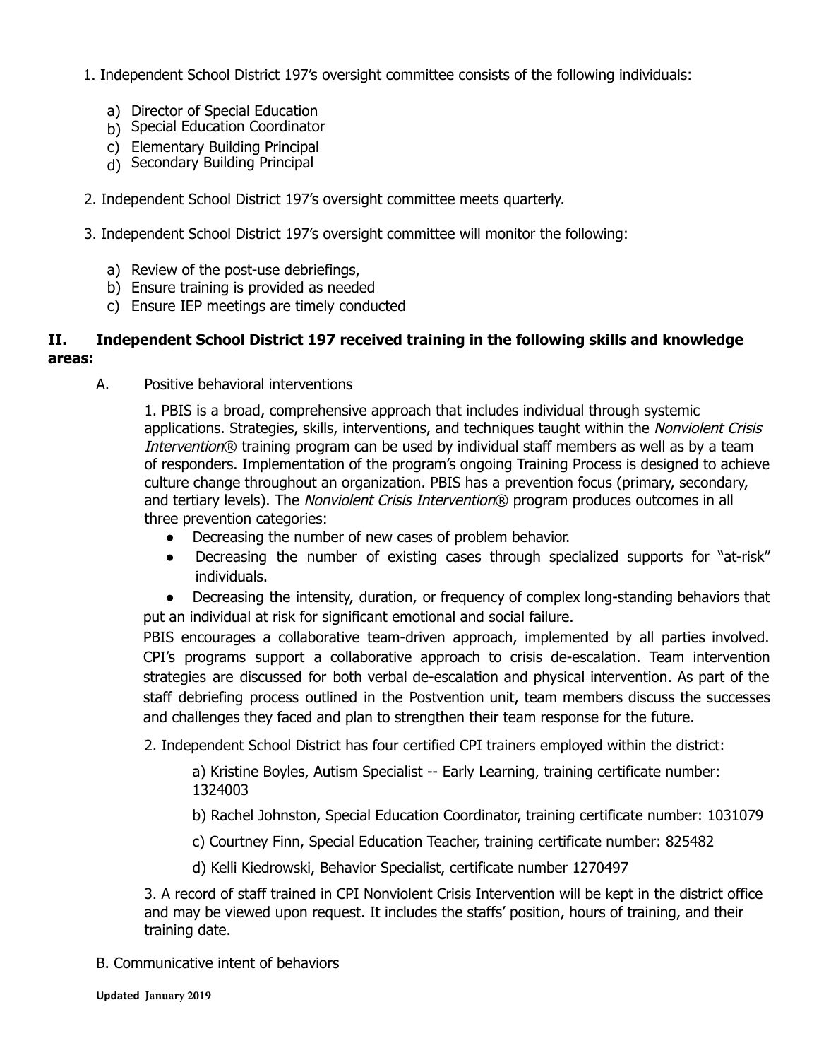1. Independent School District 197's oversight committee consists of the following individuals:

   a) Director of Special Education
   b) Special Education Coordinator
   c) Elementary Building Principal
   d) Secondary Building Principal

2. Independent School District 197's oversight committee meets quarterly.

3. Independent School District 197's oversight committee will monitor the following:

   a) Review of the post-use debriefings,
   b) Ensure training is provided as needed
   c) Ensure IEP meetings are timely conducted

## II. Independent School District 197 received training in the following skills and knowledge areas:

A. Positive behavioral interventions

1. PBIS is a broad, comprehensive approach that includes individual through systemic applications. Strategies, skills, interventions, and techniques taught within the *Nonviolent Crisis Intervention*® training program can be used by individual staff members as well as by a team of responders. Implementation of the program's ongoing Training Process is designed to achieve culture change throughout an organization. PBIS has a prevention focus (primary, secondary, and tertiary levels). The *Nonviolent Crisis Intervention*® program produces outcomes in all three prevention categories:

   - Decreasing the number of new cases of problem behavior.
   - Decreasing the number of existing cases through specialized supports for "at-risk" individuals.
   - Decreasing the intensity, duration, or frequency of complex long-standing behaviors that put an individual at risk for significant emotional and social failure.

PBIS encourages a collaborative team-driven approach, implemented by all parties involved. CPI's programs support a collaborative approach to crisis de-escalation. Team intervention strategies are discussed for both verbal de-escalation and physical intervention. As part of the staff debriefing process outlined in the Postvention unit, team members discuss the successes and challenges they faced and plan to strengthen their team response for the future.

2. Independent School District has four certified CPI trainers employed within the district:

   a) Kristine Boyles, Autism Specialist -- Early Learning, training certificate number: 1324003

   b) Rachel Johnston, Special Education Coordinator, training certificate number: 1031079

   c) Courtney Finn, Special Education Teacher, training certificate number: 825482

   d) Kelli Kiedrowski, Behavior Specialist, certificate number 1270497

3. A record of staff trained in CPI Nonviolent Crisis Intervention will be kept in the district office and may be viewed upon request. It includes the staffs' position, hours of training, and their training date.

B. Communicative intent of behaviors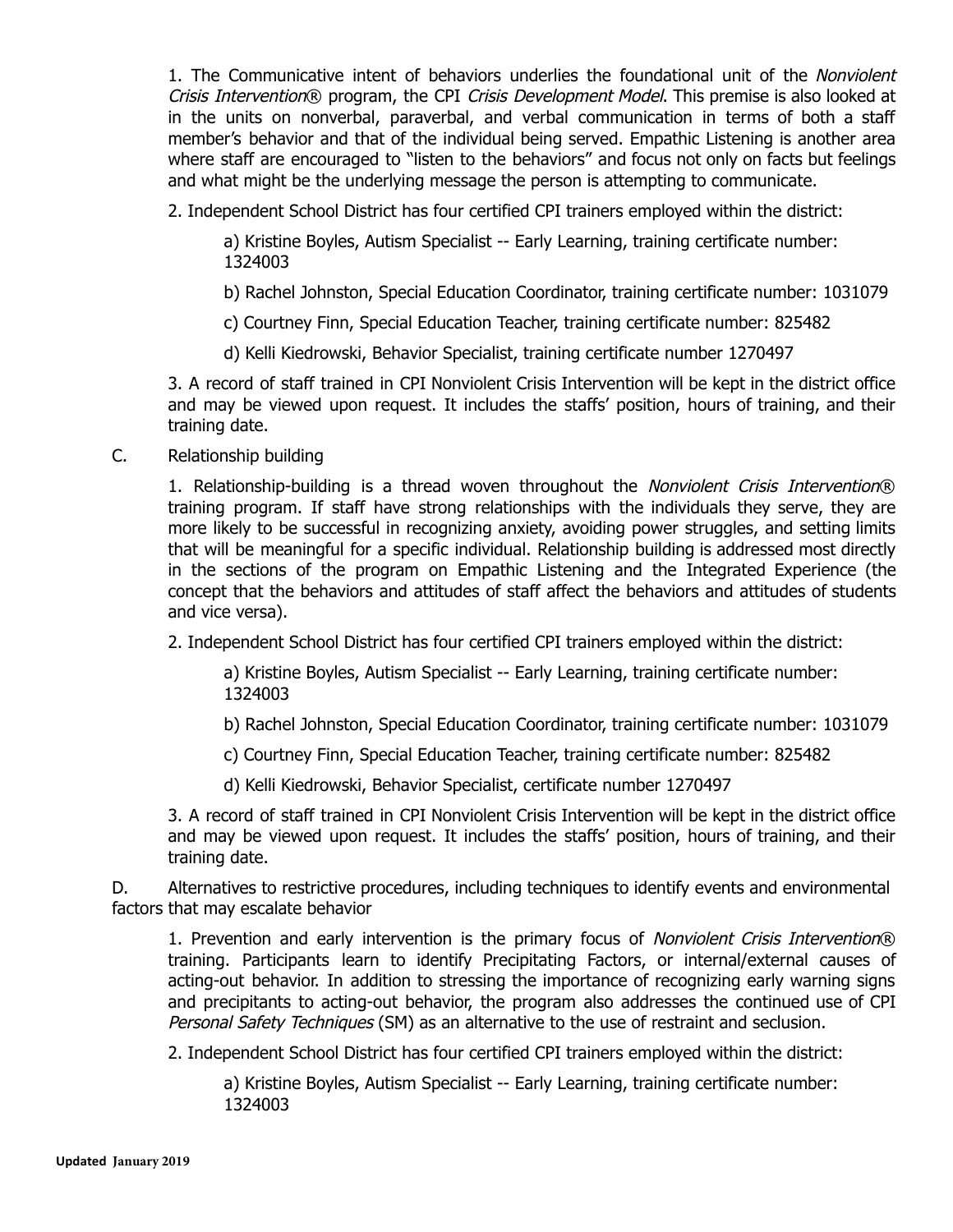1. The Communicative intent of behaviors underlies the foundational unit of the *Nonviolent Crisis Intervention®* program, the CPI *Crisis Development Model*. This premise is also looked at in the units on nonverbal, paraverbal, and verbal communication in terms of both a staff member's behavior and that of the individual being served. Empathic Listening is another area where staff are encouraged to "listen to the behaviors" and focus not only on facts but feelings and what might be the underlying message the person is attempting to communicate.

2. Independent School District has four certified CPI trainers employed within the district:

a) Kristine Boyles, Autism Specialist -- Early Learning, training certificate number: 1324003

b) Rachel Johnston, Special Education Coordinator, training certificate number: 1031079

c) Courtney Finn, Special Education Teacher, training certificate number: 825482

d) Kelli Kiedrowski, Behavior Specialist, training certificate number 1270497

3. A record of staff trained in CPI Nonviolent Crisis Intervention will be kept in the district office and may be viewed upon request. It includes the staffs' position, hours of training, and their training date.

C. Relationship building

1. Relationship-building is a thread woven throughout the *Nonviolent Crisis Intervention®* training program. If staff have strong relationships with the individuals they serve, they are more likely to be successful in recognizing anxiety, avoiding power struggles, and setting limits that will be meaningful for a specific individual. Relationship building is addressed most directly in the sections of the program on Empathic Listening and the Integrated Experience (the concept that the behaviors and attitudes of staff affect the behaviors and attitudes of students and vice versa).

2. Independent School District has four certified CPI trainers employed within the district:

a) Kristine Boyles, Autism Specialist -- Early Learning, training certificate number: 1324003

b) Rachel Johnston, Special Education Coordinator, training certificate number: 1031079

c) Courtney Finn, Special Education Teacher, training certificate number: 825482

d) Kelli Kiedrowski, Behavior Specialist, certificate number 1270497

3. A record of staff trained in CPI Nonviolent Crisis Intervention will be kept in the district office and may be viewed upon request. It includes the staffs' position, hours of training, and their training date.

D. Alternatives to restrictive procedures, including techniques to identify events and environmental factors that may escalate behavior

1. Prevention and early intervention is the primary focus of *Nonviolent Crisis Intervention®* training. Participants learn to identify Precipitating Factors, or internal/external causes of acting-out behavior. In addition to stressing the importance of recognizing early warning signs and precipitants to acting-out behavior, the program also addresses the continued use of CPI *Personal Safety Techniques* (SM) as an alternative to the use of restraint and seclusion.

2. Independent School District has four certified CPI trainers employed within the district:

a) Kristine Boyles, Autism Specialist -- Early Learning, training certificate number: 1324003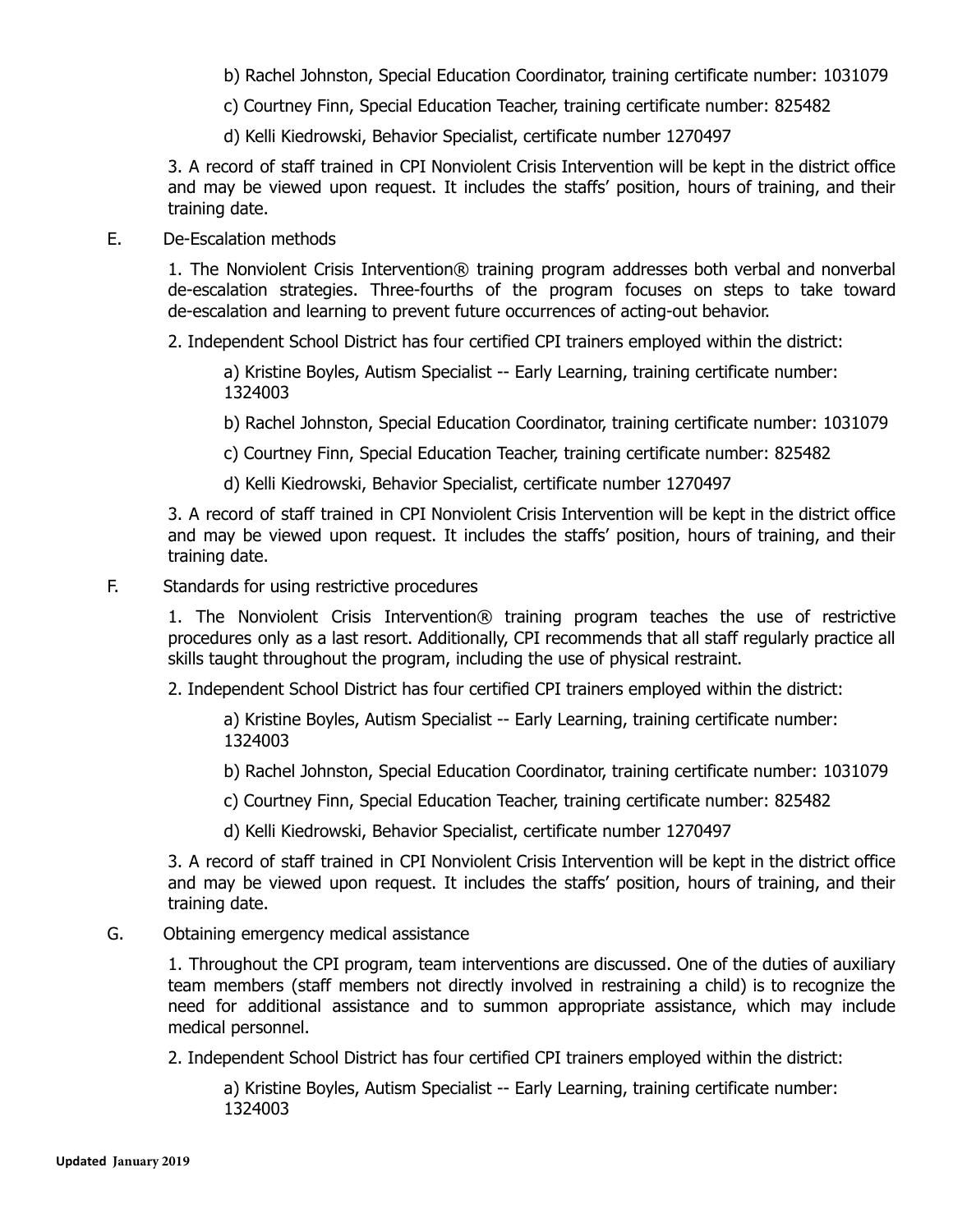b) Rachel Johnston, Special Education Coordinator, training certificate number: 1031079

c) Courtney Finn, Special Education Teacher, training certificate number: 825482

d) Kelli Kiedrowski, Behavior Specialist, certificate number 1270497

3. A record of staff trained in CPI Nonviolent Crisis Intervention will be kept in the district office and may be viewed upon request. It includes the staffs' position, hours of training, and their training date.

E. De-Escalation methods

1. The Nonviolent Crisis Intervention® training program addresses both verbal and nonverbal de-escalation strategies. Three-fourths of the program focuses on steps to take toward de-escalation and learning to prevent future occurrences of acting-out behavior.

2. Independent School District has four certified CPI trainers employed within the district:

a) Kristine Boyles, Autism Specialist -- Early Learning, training certificate number: 1324003

b) Rachel Johnston, Special Education Coordinator, training certificate number: 1031079

c) Courtney Finn, Special Education Teacher, training certificate number: 825482

d) Kelli Kiedrowski, Behavior Specialist, certificate number 1270497

3. A record of staff trained in CPI Nonviolent Crisis Intervention will be kept in the district office and may be viewed upon request. It includes the staffs' position, hours of training, and their training date.

F. Standards for using restrictive procedures

1. The Nonviolent Crisis Intervention® training program teaches the use of restrictive procedures only as a last resort. Additionally, CPI recommends that all staff regularly practice all skills taught throughout the program, including the use of physical restraint.

2. Independent School District has four certified CPI trainers employed within the district:

a) Kristine Boyles, Autism Specialist -- Early Learning, training certificate number: 1324003

b) Rachel Johnston, Special Education Coordinator, training certificate number: 1031079

c) Courtney Finn, Special Education Teacher, training certificate number: 825482

d) Kelli Kiedrowski, Behavior Specialist, certificate number 1270497

3. A record of staff trained in CPI Nonviolent Crisis Intervention will be kept in the district office and may be viewed upon request. It includes the staffs' position, hours of training, and their training date.

G. Obtaining emergency medical assistance

1. Throughout the CPI program, team interventions are discussed. One of the duties of auxiliary team members (staff members not directly involved in restraining a child) is to recognize the need for additional assistance and to summon appropriate assistance, which may include medical personnel.

2. Independent School District has four certified CPI trainers employed within the district:

a) Kristine Boyles, Autism Specialist -- Early Learning, training certificate number: 1324003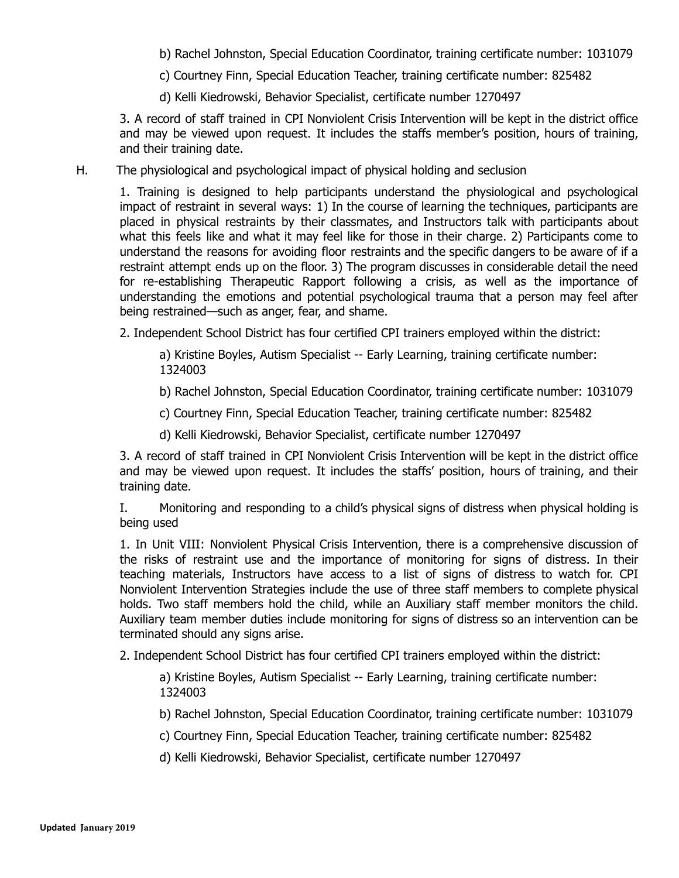b) Rachel Johnston, Special Education Coordinator, training certificate number: 1031079

c) Courtney Finn, Special Education Teacher, training certificate number: 825482

d) Kelli Kiedrowski, Behavior Specialist, certificate number 1270497

3. A record of staff trained in CPI Nonviolent Crisis Intervention will be kept in the district office and may be viewed upon request. It includes the staffs member's position, hours of training, and their training date.

H. The physiological and psychological impact of physical holding and seclusion

1. Training is designed to help participants understand the physiological and psychological impact of restraint in several ways: 1) In the course of learning the techniques, participants are placed in physical restraints by their classmates, and Instructors talk with participants about what this feels like and what it may feel like for those in their charge. 2) Participants come to understand the reasons for avoiding floor restraints and the specific dangers to be aware of if a restraint attempt ends up on the floor. 3) The program discusses in considerable detail the need for re-establishing Therapeutic Rapport following a crisis, as well as the importance of understanding the emotions and potential psychological trauma that a person may feel after being restrained—such as anger, fear, and shame.

2. Independent School District has four certified CPI trainers employed within the district:

a) Kristine Boyles, Autism Specialist -- Early Learning, training certificate number: 1324003

b) Rachel Johnston, Special Education Coordinator, training certificate number: 1031079

c) Courtney Finn, Special Education Teacher, training certificate number: 825482

d) Kelli Kiedrowski, Behavior Specialist, certificate number 1270497

3. A record of staff trained in CPI Nonviolent Crisis Intervention will be kept in the district office and may be viewed upon request. It includes the staffs' position, hours of training, and their training date.

I. Monitoring and responding to a child's physical signs of distress when physical holding is being used

1. In Unit VIII: Nonviolent Physical Crisis Intervention, there is a comprehensive discussion of the risks of restraint use and the importance of monitoring for signs of distress. In their teaching materials, Instructors have access to a list of signs of distress to watch for. CPI Nonviolent Intervention Strategies include the use of three staff members to complete physical holds. Two staff members hold the child, while an Auxiliary staff member monitors the child. Auxiliary team member duties include monitoring for signs of distress so an intervention can be terminated should any signs arise.

2. Independent School District has four certified CPI trainers employed within the district:

a) Kristine Boyles, Autism Specialist -- Early Learning, training certificate number: 1324003

b) Rachel Johnston, Special Education Coordinator, training certificate number: 1031079

c) Courtney Finn, Special Education Teacher, training certificate number: 825482

d) Kelli Kiedrowski, Behavior Specialist, certificate number 1270497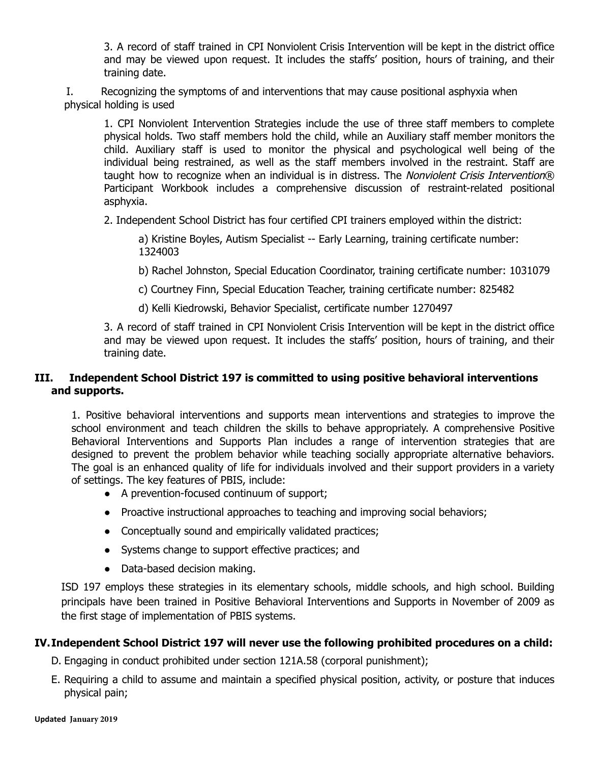3. A record of staff trained in CPI Nonviolent Crisis Intervention will be kept in the district office and may be viewed upon request. It includes the staffs' position, hours of training, and their training date.

I. Recognizing the symptoms of and interventions that may cause positional asphyxia when physical holding is used

1. CPI Nonviolent Intervention Strategies include the use of three staff members to complete physical holds. Two staff members hold the child, while an Auxiliary staff member monitors the child. Auxiliary staff is used to monitor the physical and psychological well being of the individual being restrained, as well as the staff members involved in the restraint. Staff are taught how to recognize when an individual is in distress. The *Nonviolent Crisis Intervention®* Participant Workbook includes a comprehensive discussion of restraint-related positional asphyxia.

2. Independent School District has four certified CPI trainers employed within the district:

a) Kristine Boyles, Autism Specialist -- Early Learning, training certificate number: 1324003

b) Rachel Johnston, Special Education Coordinator, training certificate number: 1031079

c) Courtney Finn, Special Education Teacher, training certificate number: 825482

d) Kelli Kiedrowski, Behavior Specialist, certificate number 1270497

3. A record of staff trained in CPI Nonviolent Crisis Intervention will be kept in the district office and may be viewed upon request. It includes the staffs' position, hours of training, and their training date.

## III. Independent School District 197 is committed to using positive behavioral interventions and supports.

1. Positive behavioral interventions and supports mean interventions and strategies to improve the school environment and teach children the skills to behave appropriately. A comprehensive Positive Behavioral Interventions and Supports Plan includes a range of intervention strategies that are designed to prevent the problem behavior while teaching socially appropriate alternative behaviors. The goal is an enhanced quality of life for individuals involved and their support providers in a variety of settings. The key features of PBIS, include:

- A prevention-focused continuum of support;
- Proactive instructional approaches to teaching and improving social behaviors;
- Conceptually sound and empirically validated practices;
- Systems change to support effective practices; and
- Data-based decision making.

ISD 197 employs these strategies in its elementary schools, middle schools, and high school. Building principals have been trained in Positive Behavioral Interventions and Supports in November of 2009 as the first stage of implementation of PBIS systems.

## IV. Independent School District 197 will never use the following prohibited procedures on a child:

D. Engaging in conduct prohibited under section 121A.58 (corporal punishment);

E. Requiring a child to assume and maintain a specified physical position, activity, or posture that induces physical pain;

**Updated January 2019**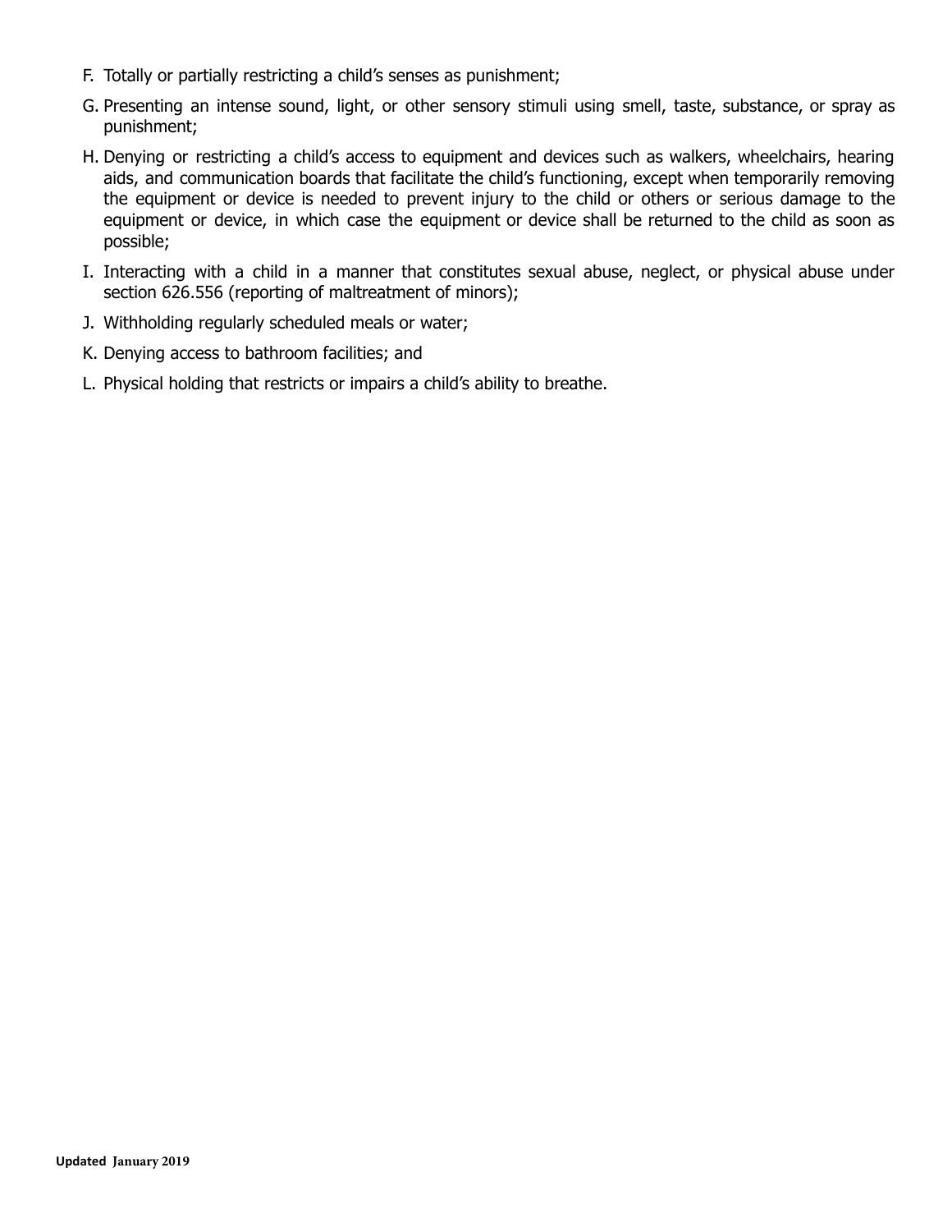F. Totally or partially restricting a child's senses as punishment;

G. Presenting an intense sound, light, or other sensory stimuli using smell, taste, substance, or spray as punishment;

H. Denying or restricting a child's access to equipment and devices such as walkers, wheelchairs, hearing aids, and communication boards that facilitate the child's functioning, except when temporarily removing the equipment or device is needed to prevent injury to the child or others or serious damage to the equipment or device, in which case the equipment or device shall be returned to the child as soon as possible;

I. Interacting with a child in a manner that constitutes sexual abuse, neglect, or physical abuse under section 626.556 (reporting of maltreatment of minors);

J. Withholding regularly scheduled meals or water;

K. Denying access to bathroom facilities; and

L. Physical holding that restricts or impairs a child's ability to breathe.